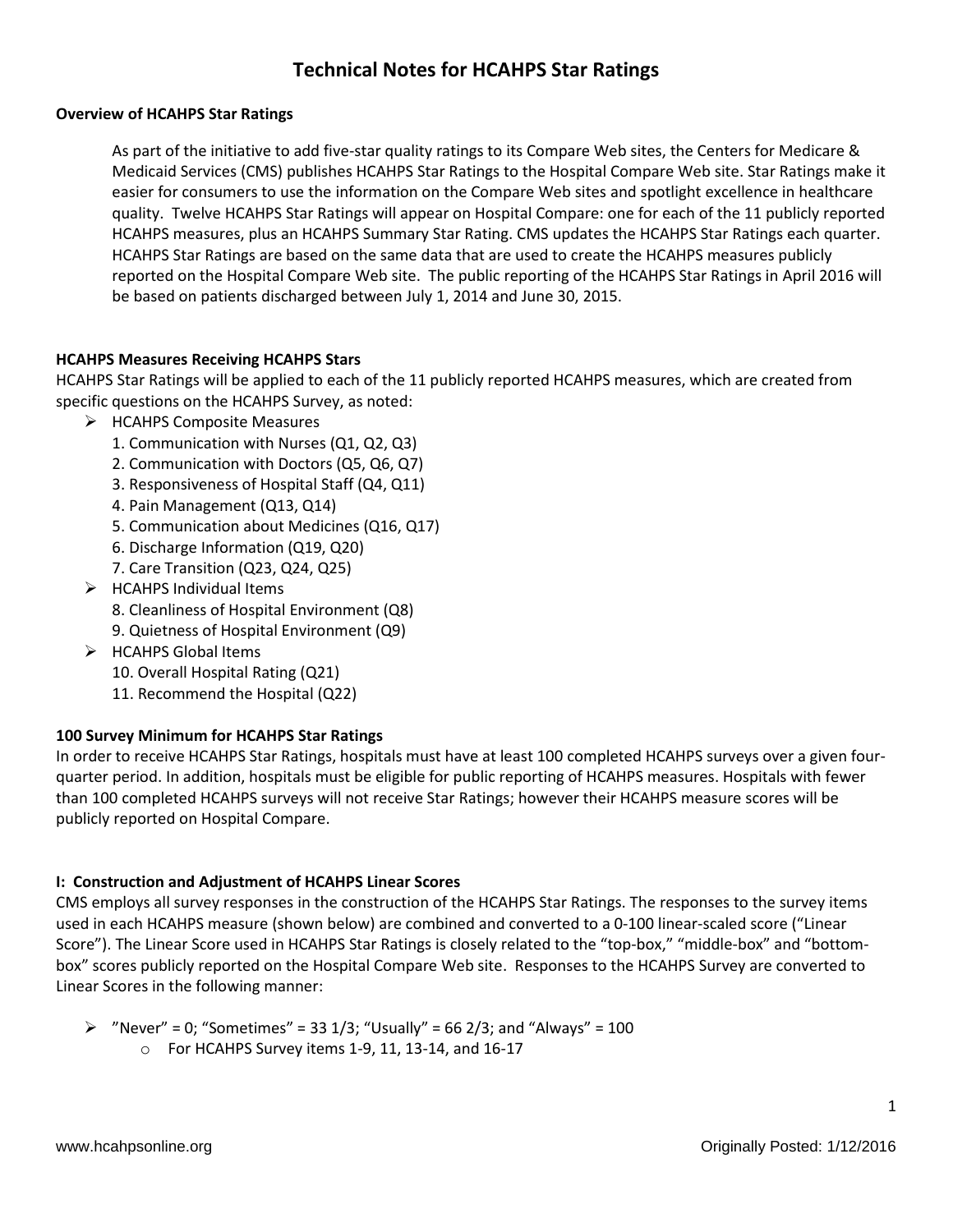# Technical Notes for HCAHPS Star Ratings

**Overview of HCAHPS Star Ratings**

As part of the initiative to add five-star quality ratings to its Compare Web sites, the Centers for Medicare & Medicaid Services (CMS) publishes HCAHPS Star Ratings to the Hospital Compare Web site. Star Ratings make it easier for consumers to use the information on the Compare Web sites and spotlight excellence in healthcare quality. Twelve HCAHPS Star Ratings will appear on Hospital Compare: one for each of the 11 publicly reported HCAHPS measures, plus an HCAHPS Summary Star Rating. CMS updates the HCAHPS Star Ratings each quarter. HCAHPS Star Ratings are based on the same data that are used to create the HCAHPS measures publicly reported on the Hospital Compare Web site. The public reporting of the HCAHPS Star Ratings in April 2016 will be based on patients discharged between July 1, 2014 and June 30, 2015.

**HCAHPS Measures Receiving HCAHPS Stars**

HCAHPS Star Ratings will be applied to each of the 11 publicly reported HCAHPS measures, which are created from specific questions on the HCAHPS Survey, as noted:

- HCAHPS Composite Measures
  1. Communication with Nurses (Q1, Q2, Q3)
  2. Communication with Doctors (Q5, Q6, Q7)
  3. Responsiveness of Hospital Staff (Q4, Q11)
  4. Pain Management (Q13, Q14)
  5. Communication about Medicines (Q16, Q17)
  6. Discharge Information (Q19, Q20)
  7. Care Transition (Q23, Q24, Q25)
- HCAHPS Individual Items
  8. Cleanliness of Hospital Environment (Q8)
  9. Quietness of Hospital Environment (Q9)
- HCAHPS Global Items
  10. Overall Hospital Rating (Q21)
  11. Recommend the Hospital (Q22)

**100 Survey Minimum for HCAHPS Star Ratings**

In order to receive HCAHPS Star Ratings, hospitals must have at least 100 completed HCAHPS surveys over a given four-quarter period. In addition, hospitals must be eligible for public reporting of HCAHPS measures. Hospitals with fewer than 100 completed HCAHPS surveys will not receive Star Ratings; however their HCAHPS measure scores will be publicly reported on Hospital Compare.

**I: Construction and Adjustment of HCAHPS Linear Scores**

CMS employs all survey responses in the construction of the HCAHPS Star Ratings. The responses to the survey items used in each HCAHPS measure (shown below) are combined and converted to a 0-100 linear-scaled score ("Linear Score"). The Linear Score used in HCAHPS Star Ratings is closely related to the "top-box," "middle-box" and "bottom-box" scores publicly reported on the Hospital Compare Web site. Responses to the HCAHPS Survey are converted to Linear Scores in the following manner:

- "Never" = 0; "Sometimes" = 33 1/3; "Usually" = 66 2/3; and "Always" = 100
  - For HCAHPS Survey items 1-9, 11, 13-14, and 16-17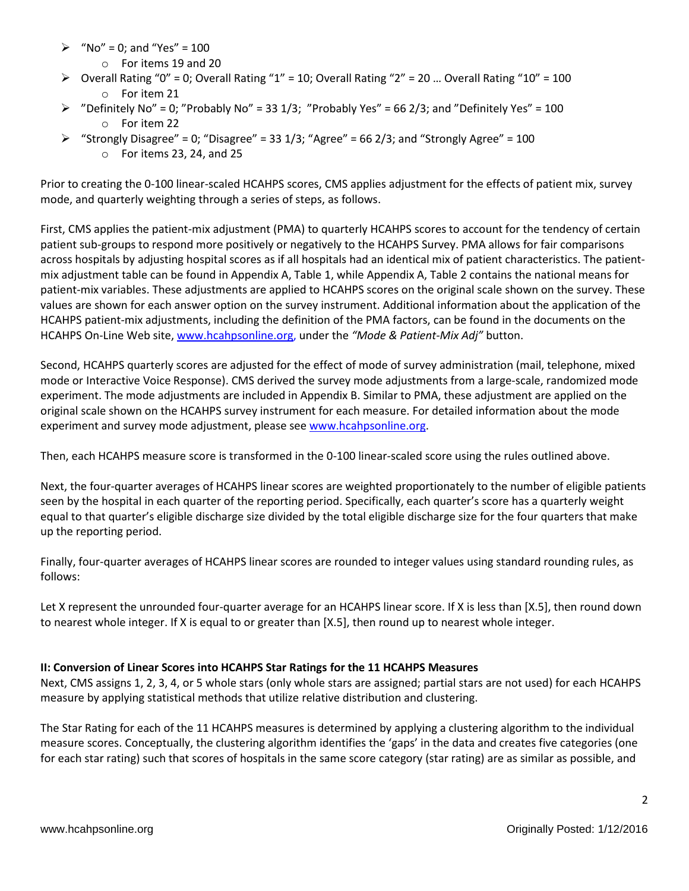- "No" = 0; and "Yes" = 100
    - For items 19 and 20
- Overall Rating "0" = 0; Overall Rating "1" = 10; Overall Rating "2" = 20 … Overall Rating "10" = 100
    - For item 21
- "Definitely No" = 0; "Probably No" = 33 1/3; "Probably Yes" = 66 2/3; and "Definitely Yes" = 100
    - For item 22
- "Strongly Disagree" = 0; "Disagree" = 33 1/3; "Agree" = 66 2/3; and "Strongly Agree" = 100
    - For items 23, 24, and 25

Prior to creating the 0-100 linear-scaled HCAHPS scores, CMS applies adjustment for the effects of patient mix, survey mode, and quarterly weighting through a series of steps, as follows.

First, CMS applies the patient-mix adjustment (PMA) to quarterly HCAHPS scores to account for the tendency of certain patient sub-groups to respond more positively or negatively to the HCAHPS Survey. PMA allows for fair comparisons across hospitals by adjusting hospital scores as if all hospitals had an identical mix of patient characteristics. The patient-mix adjustment table can be found in Appendix A, Table 1, while Appendix A, Table 2 contains the national means for patient-mix variables. These adjustments are applied to HCAHPS scores on the original scale shown on the survey. These values are shown for each answer option on the survey instrument. Additional information about the application of the HCAHPS patient-mix adjustments, including the definition of the PMA factors, can be found in the documents on the HCAHPS On-Line Web site, www.hcahpsonline.org, under the *"Mode & Patient-Mix Adj"* button.

Second, HCAHPS quarterly scores are adjusted for the effect of mode of survey administration (mail, telephone, mixed mode or Interactive Voice Response). CMS derived the survey mode adjustments from a large-scale, randomized mode experiment. The mode adjustments are included in Appendix B. Similar to PMA, these adjustment are applied on the original scale shown on the HCAHPS survey instrument for each measure. For detailed information about the mode experiment and survey mode adjustment, please see www.hcahpsonline.org.

Then, each HCAHPS measure score is transformed in the 0-100 linear-scaled score using the rules outlined above.

Next, the four-quarter averages of HCAHPS linear scores are weighted proportionately to the number of eligible patients seen by the hospital in each quarter of the reporting period. Specifically, each quarter's score has a quarterly weight equal to that quarter's eligible discharge size divided by the total eligible discharge size for the four quarters that make up the reporting period.

Finally, four-quarter averages of HCAHPS linear scores are rounded to integer values using standard rounding rules, as follows:

Let X represent the unrounded four-quarter average for an HCAHPS linear score. If X is less than [X.5], then round down to nearest whole integer. If X is equal to or greater than [X.5], then round up to nearest whole integer.

**II: Conversion of Linear Scores into HCAHPS Star Ratings for the 11 HCAHPS Measures**

Next, CMS assigns 1, 2, 3, 4, or 5 whole stars (only whole stars are assigned; partial stars are not used) for each HCAHPS measure by applying statistical methods that utilize relative distribution and clustering.

The Star Rating for each of the 11 HCAHPS measures is determined by applying a clustering algorithm to the individual measure scores. Conceptually, the clustering algorithm identifies the 'gaps' in the data and creates five categories (one for each star rating) such that scores of hospitals in the same score category (star rating) are as similar as possible, and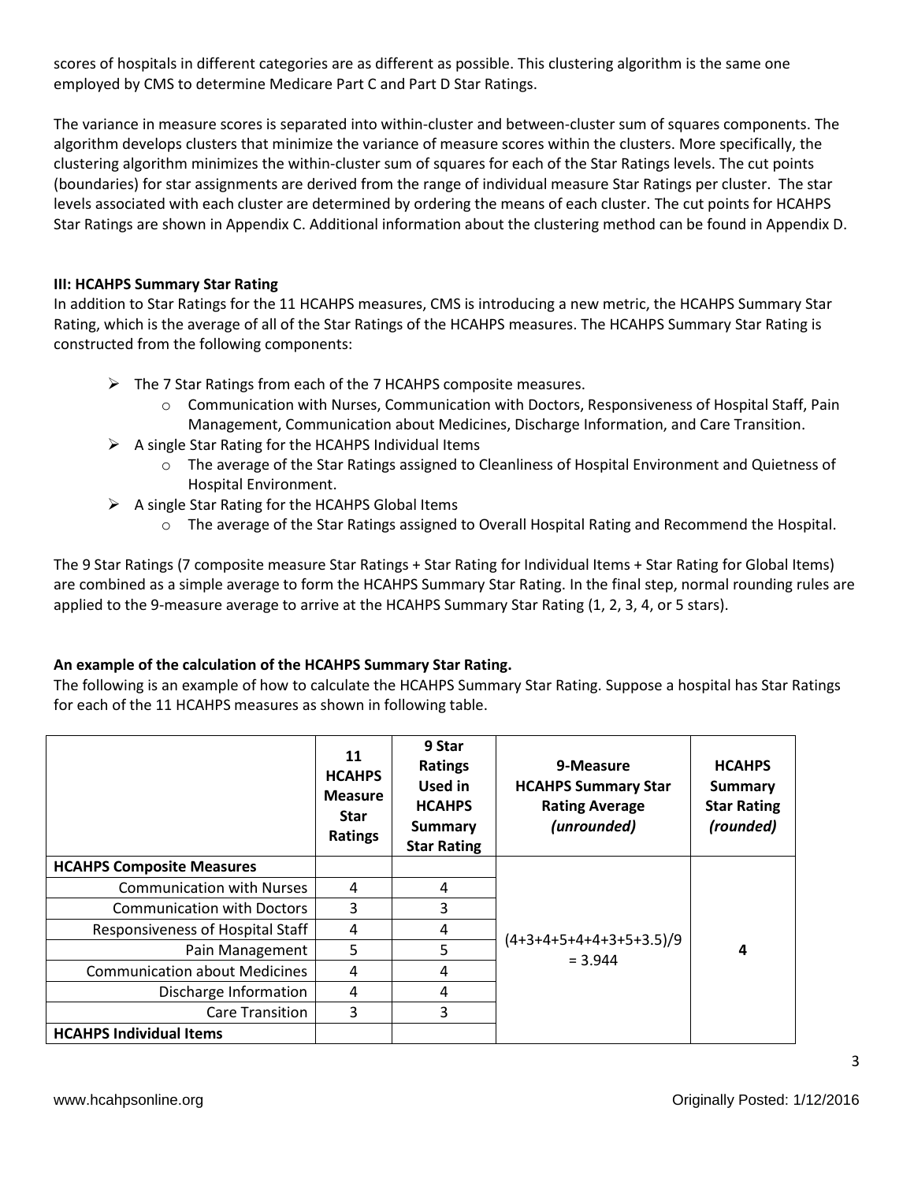scores of hospitals in different categories are as different as possible. This clustering algorithm is the same one employed by CMS to determine Medicare Part C and Part D Star Ratings.

The variance in measure scores is separated into within-cluster and between-cluster sum of squares components. The algorithm develops clusters that minimize the variance of measure scores within the clusters. More specifically, the clustering algorithm minimizes the within-cluster sum of squares for each of the Star Ratings levels. The cut points (boundaries) for star assignments are derived from the range of individual measure Star Ratings per cluster. The star levels associated with each cluster are determined by ordering the means of each cluster. The cut points for HCAHPS Star Ratings are shown in Appendix C. Additional information about the clustering method can be found in Appendix D.

**III: HCAHPS Summary Star Rating**

In addition to Star Ratings for the 11 HCAHPS measures, CMS is introducing a new metric, the HCAHPS Summary Star Rating, which is the average of all of the Star Ratings of the HCAHPS measures. The HCAHPS Summary Star Rating is constructed from the following components:

- The 7 Star Ratings from each of the 7 HCAHPS composite measures.
  - Communication with Nurses, Communication with Doctors, Responsiveness of Hospital Staff, Pain Management, Communication about Medicines, Discharge Information, and Care Transition.
- A single Star Rating for the HCAHPS Individual Items
  - The average of the Star Ratings assigned to Cleanliness of Hospital Environment and Quietness of Hospital Environment.
- A single Star Rating for the HCAHPS Global Items
  - The average of the Star Ratings assigned to Overall Hospital Rating and Recommend the Hospital.

The 9 Star Ratings (7 composite measure Star Ratings + Star Rating for Individual Items + Star Rating for Global Items) are combined as a simple average to form the HCAHPS Summary Star Rating. In the final step, normal rounding rules are applied to the 9-measure average to arrive at the HCAHPS Summary Star Rating (1, 2, 3, 4, or 5 stars).

**An example of the calculation of the HCAHPS Summary Star Rating.**

The following is an example of how to calculate the HCAHPS Summary Star Rating. Suppose a hospital has Star Ratings for each of the 11 HCAHPS measures as shown in following table.

| | **11 HCAHPS Measure Star Ratings** | **9 Star Ratings Used in HCAHPS Summary Star Rating** | **9-Measure HCAHPS Summary Star Rating Average *(unrounded)*** | **HCAHPS Summary Star Rating *(rounded)*** |
|---|---|---|---|---|
| **HCAHPS Composite Measures** | | | (4+3+4+5+4+4+3+5+3.5)/9 = 3.944 | **4** |
| Communication with Nurses | 4 | 4 | | |
| Communication with Doctors | 3 | 3 | | |
| Responsiveness of Hospital Staff | 4 | 4 | | |
| Pain Management | 5 | 5 | | |
| Communication about Medicines | 4 | 4 | | |
| Discharge Information | 4 | 4 | | |
| Care Transition | 3 | 3 | | |
| **HCAHPS Individual Items** | | | | |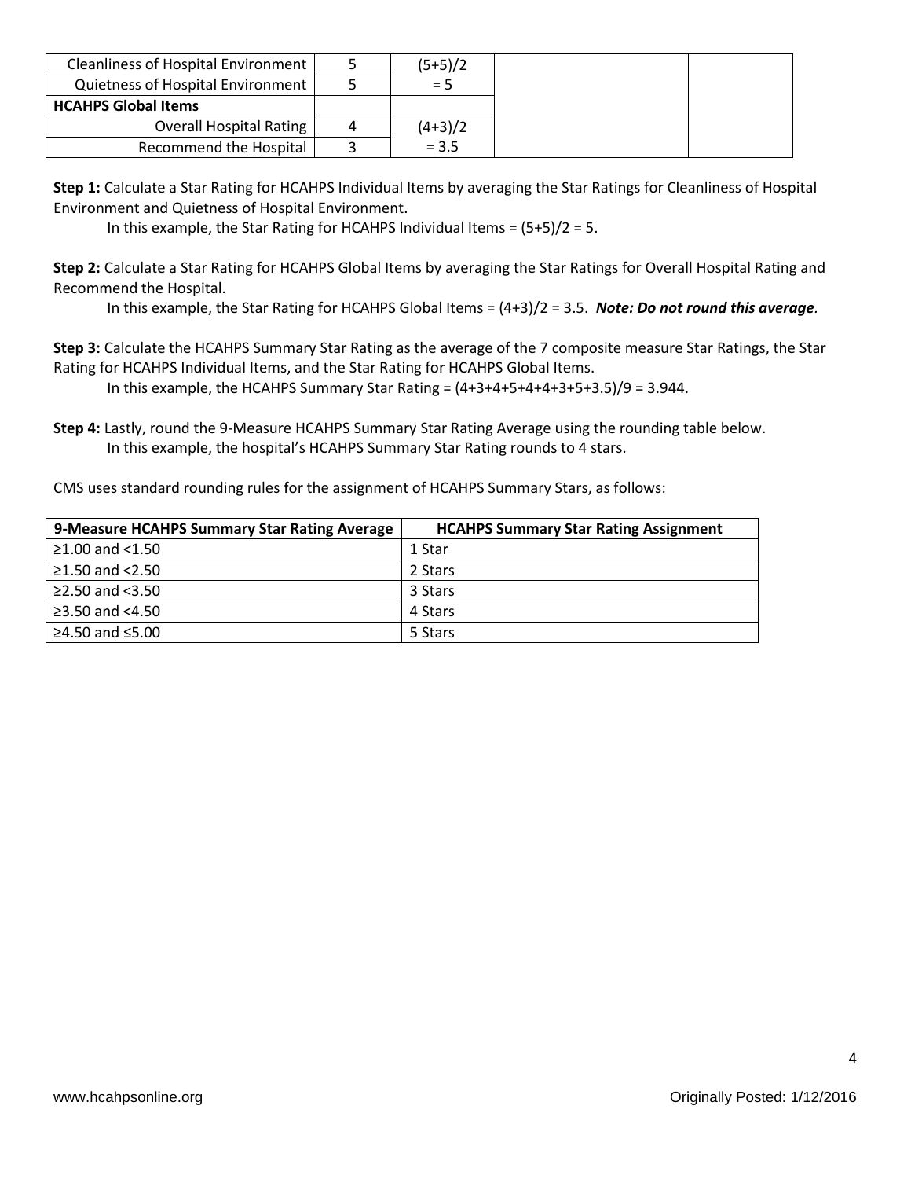| Cleanliness of Hospital Environment | 5 | (5+5)/2 | | |
|---|---|---|---|---|
| Quietness of Hospital Environment | 5 | = 5 | | |
| **HCAHPS Global Items** | | | | |
| Overall Hospital Rating | 4 | (4+3)/2 | | |
| Recommend the Hospital | 3 | = 3.5 | | |

**Step 1:** Calculate a Star Rating for HCAHPS Individual Items by averaging the Star Ratings for Cleanliness of Hospital Environment and Quietness of Hospital Environment.

In this example, the Star Rating for HCAHPS Individual Items = (5+5)/2 = 5.

**Step 2:** Calculate a Star Rating for HCAHPS Global Items by averaging the Star Ratings for Overall Hospital Rating and Recommend the Hospital.

In this example, the Star Rating for HCAHPS Global Items = (4+3)/2 = 3.5. ***Note: Do not round this average.***

**Step 3:** Calculate the HCAHPS Summary Star Rating as the average of the 7 composite measure Star Ratings, the Star Rating for HCAHPS Individual Items, and the Star Rating for HCAHPS Global Items.

In this example, the HCAHPS Summary Star Rating = (4+3+4+5+4+4+3+5+3.5)/9 = 3.944.

**Step 4:** Lastly, round the 9-Measure HCAHPS Summary Star Rating Average using the rounding table below.

In this example, the hospital's HCAHPS Summary Star Rating rounds to 4 stars.

CMS uses standard rounding rules for the assignment of HCAHPS Summary Stars, as follows:

| 9-Measure HCAHPS Summary Star Rating Average | HCAHPS Summary Star Rating Assignment |
|---|---|
| ≥1.00 and <1.50 | 1 Star |
| ≥1.50 and <2.50 | 2 Stars |
| ≥2.50 and <3.50 | 3 Stars |
| ≥3.50 and <4.50 | 4 Stars |
| ≥4.50 and ≤5.00 | 5 Stars |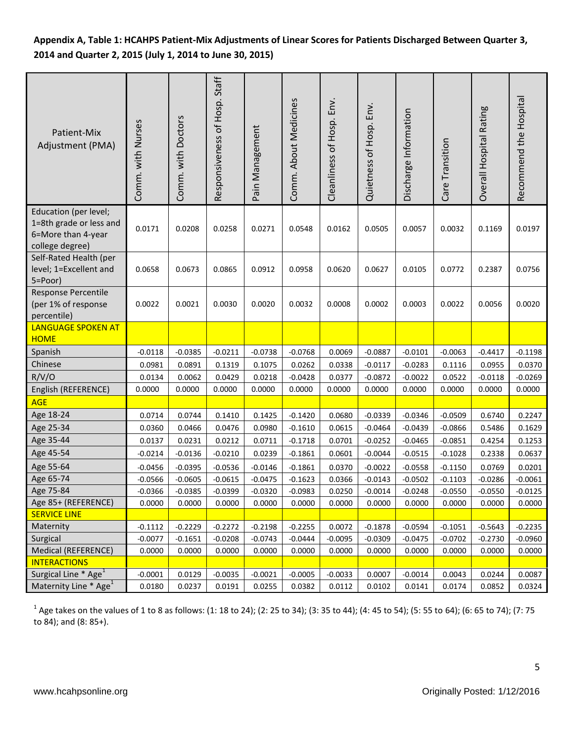**Appendix A, Table 1: HCAHPS Patient-Mix Adjustments of Linear Scores for Patients Discharged Between Quarter 3, 2014 and Quarter 2, 2015 (July 1, 2014 to June 30, 2015)**

| Patient-Mix Adjustment (PMA) | Comm. with Nurses | Comm. with Doctors | Responsiveness of Hosp. Staff | Pain Management | Comm. About Medicines | Cleanliness of Hosp. Env. | Quietness of Hosp. Env. | Discharge Information | Care Transition | Overall Hospital Rating | Recommend the Hospital |
|---|---|---|---|---|---|---|---|---|---|---|---|
| Education (per level; 1=8th grade or less and 6=More than 4-year college degree) | 0.0171 | 0.0208 | 0.0258 | 0.0271 | 0.0548 | 0.0162 | 0.0505 | 0.0057 | 0.0032 | 0.1169 | 0.0197 |
| Self-Rated Health (per level; 1=Excellent and 5=Poor) | 0.0658 | 0.0673 | 0.0865 | 0.0912 | 0.0958 | 0.0620 | 0.0627 | 0.0105 | 0.0772 | 0.2387 | 0.0756 |
| Response Percentile (per 1% of response percentile) | 0.0022 | 0.0021 | 0.0030 | 0.0020 | 0.0032 | 0.0008 | 0.0002 | 0.0003 | 0.0022 | 0.0056 | 0.0020 |
| LANGUAGE SPOKEN AT HOME | | | | | | | | | | | |
| Spanish | -0.0118 | -0.0385 | -0.0211 | -0.0738 | -0.0768 | 0.0069 | -0.0887 | -0.0101 | -0.0063 | -0.4417 | -0.1198 |
| Chinese | 0.0981 | 0.0891 | 0.1319 | 0.1075 | 0.0262 | 0.0338 | -0.0117 | -0.0283 | 0.1116 | 0.0955 | 0.0370 |
| R/V/O | 0.0134 | 0.0062 | 0.0429 | 0.0218 | -0.0428 | 0.0377 | -0.0872 | -0.0022 | 0.0522 | -0.0118 | -0.0269 |
| English (REFERENCE) | 0.0000 | 0.0000 | 0.0000 | 0.0000 | 0.0000 | 0.0000 | 0.0000 | 0.0000 | 0.0000 | 0.0000 | 0.0000 |
| AGE | | | | | | | | | | | |
| Age 18-24 | 0.0714 | 0.0744 | 0.1410 | 0.1425 | -0.1420 | 0.0680 | -0.0339 | -0.0346 | -0.0509 | 0.6740 | 0.2247 |
| Age 25-34 | 0.0360 | 0.0466 | 0.0476 | 0.0980 | -0.1610 | 0.0615 | -0.0464 | -0.0439 | -0.0866 | 0.5486 | 0.1629 |
| Age 35-44 | 0.0137 | 0.0231 | 0.0212 | 0.0711 | -0.1718 | 0.0701 | -0.0252 | -0.0465 | -0.0851 | 0.4254 | 0.1253 |
| Age 45-54 | -0.0214 | -0.0136 | -0.0210 | 0.0239 | -0.1861 | 0.0601 | -0.0044 | -0.0515 | -0.1028 | 0.2338 | 0.0637 |
| Age 55-64 | -0.0456 | -0.0395 | -0.0536 | -0.0146 | -0.1861 | 0.0370 | -0.0022 | -0.0558 | -0.1150 | 0.0769 | 0.0201 |
| Age 65-74 | -0.0566 | -0.0605 | -0.0615 | -0.0475 | -0.1623 | 0.0366 | -0.0143 | -0.0502 | -0.1103 | -0.0286 | -0.0061 |
| Age 75-84 | -0.0366 | -0.0385 | -0.0399 | -0.0320 | -0.0983 | 0.0250 | -0.0014 | -0.0248 | -0.0550 | -0.0550 | -0.0125 |
| Age 85+ (REFERENCE) | 0.0000 | 0.0000 | 0.0000 | 0.0000 | 0.0000 | 0.0000 | 0.0000 | 0.0000 | 0.0000 | 0.0000 | 0.0000 |
| SERVICE LINE | | | | | | | | | | | |
| Maternity | -0.1112 | -0.2229 | -0.2272 | -0.2198 | -0.2255 | 0.0072 | -0.1878 | -0.0594 | -0.1051 | -0.5643 | -0.2235 |
| Surgical | -0.0077 | -0.1651 | -0.0208 | -0.0743 | -0.0444 | -0.0095 | -0.0309 | -0.0475 | -0.0702 | -0.2730 | -0.0960 |
| Medical (REFERENCE) | 0.0000 | 0.0000 | 0.0000 | 0.0000 | 0.0000 | 0.0000 | 0.0000 | 0.0000 | 0.0000 | 0.0000 | 0.0000 |
| INTERACTIONS | | | | | | | | | | | |
| Surgical Line * Age[1] | -0.0001 | 0.0129 | -0.0035 | -0.0021 | -0.0005 | -0.0033 | 0.0007 | -0.0014 | 0.0043 | 0.0244 | 0.0087 |
| Maternity Line * Age[1] | 0.0180 | 0.0237 | 0.0191 | 0.0255 | 0.0382 | 0.0112 | 0.0102 | 0.0141 | 0.0174 | 0.0852 | 0.0324 |

[1] Age takes on the values of 1 to 8 as follows: (1: 18 to 24); (2: 25 to 34); (3: 35 to 44); (4: 45 to 54); (5: 55 to 64); (6: 65 to 74); (7: 75 to 84); and (8: 85+).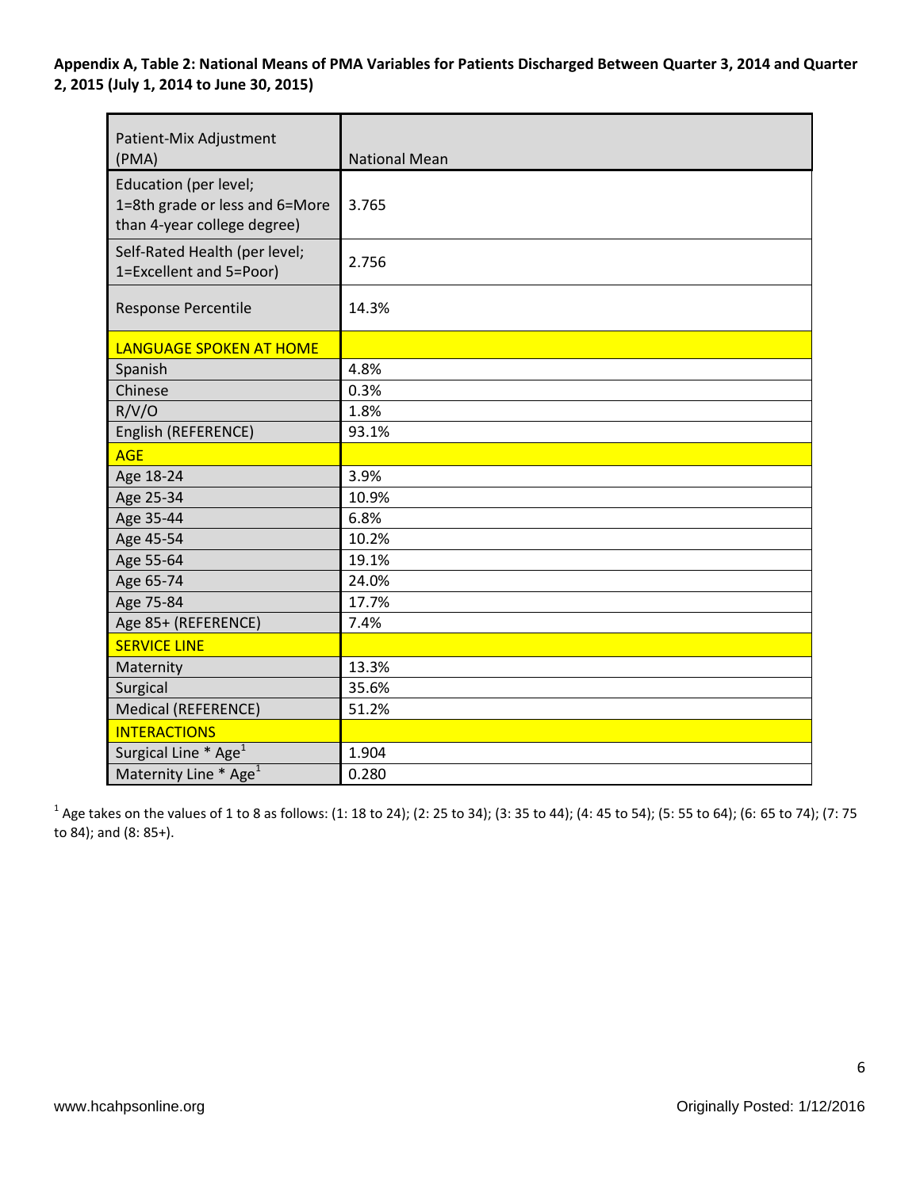**Appendix A, Table 2: National Means of PMA Variables for Patients Discharged Between Quarter 3, 2014 and Quarter 2, 2015 (July 1, 2014 to June 30, 2015)**

| Patient-Mix Adjustment (PMA) | National Mean |
|---|---|
| Education (per level; 1=8th grade or less and 6=More than 4-year college degree) | 3.765 |
| Self-Rated Health (per level; 1=Excellent and 5=Poor) | 2.756 |
| Response Percentile | 14.3% |
| LANGUAGE SPOKEN AT HOME | |
| Spanish | 4.8% |
| Chinese | 0.3% |
| R/V/O | 1.8% |
| English (REFERENCE) | 93.1% |
| AGE | |
| Age 18-24 | 3.9% |
| Age 25-34 | 10.9% |
| Age 35-44 | 6.8% |
| Age 45-54 | 10.2% |
| Age 55-64 | 19.1% |
| Age 65-74 | 24.0% |
| Age 75-84 | 17.7% |
| Age 85+ (REFERENCE) | 7.4% |
| SERVICE LINE | |
| Maternity | 13.3% |
| Surgical | 35.6% |
| Medical (REFERENCE) | 51.2% |
| INTERACTIONS | |
| Surgical Line * Age[1] | 1.904 |
| Maternity Line * Age[1] | 0.280 |

[1] Age takes on the values of 1 to 8 as follows: (1: 18 to 24); (2: 25 to 34); (3: 35 to 44); (4: 45 to 54); (5: 55 to 64); (6: 65 to 74); (7: 75 to 84); and (8: 85+).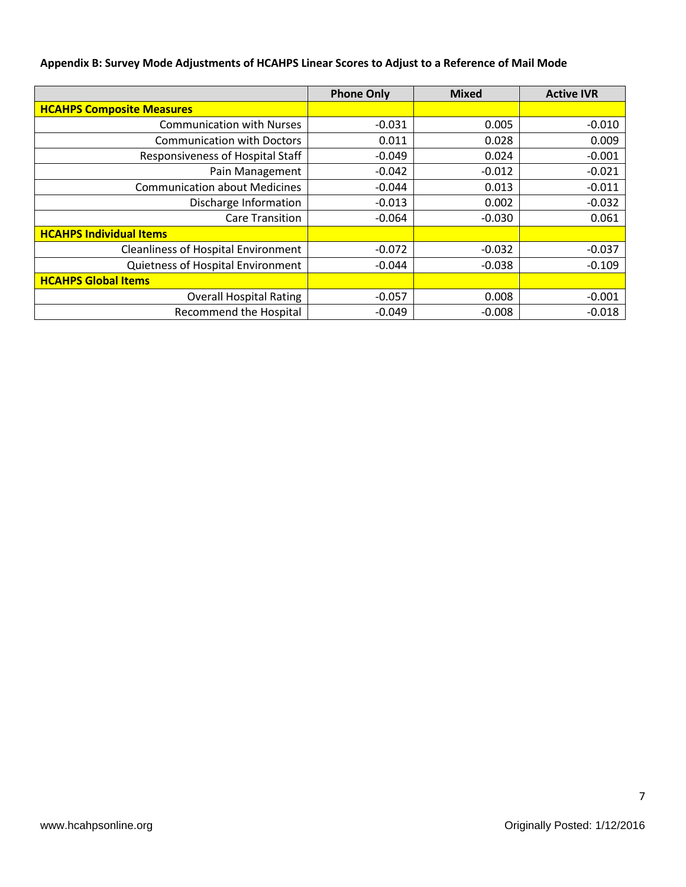**Appendix B: Survey Mode Adjustments of HCAHPS Linear Scores to Adjust to a Reference of Mail Mode**

| | Phone Only | Mixed | Active IVR |
|---|---|---|---|
| **HCAHPS Composite Measures** | | | |
| Communication with Nurses | -0.031 | 0.005 | -0.010 |
| Communication with Doctors | 0.011 | 0.028 | 0.009 |
| Responsiveness of Hospital Staff | -0.049 | 0.024 | -0.001 |
| Pain Management | -0.042 | -0.012 | -0.021 |
| Communication about Medicines | -0.044 | 0.013 | -0.011 |
| Discharge Information | -0.013 | 0.002 | -0.032 |
| Care Transition | -0.064 | -0.030 | 0.061 |
| **HCAHPS Individual Items** | | | |
| Cleanliness of Hospital Environment | -0.072 | -0.032 | -0.037 |
| Quietness of Hospital Environment | -0.044 | -0.038 | -0.109 |
| **HCAHPS Global Items** | | | |
| Overall Hospital Rating | -0.057 | 0.008 | -0.001 |
| Recommend the Hospital | -0.049 | -0.008 | -0.018 |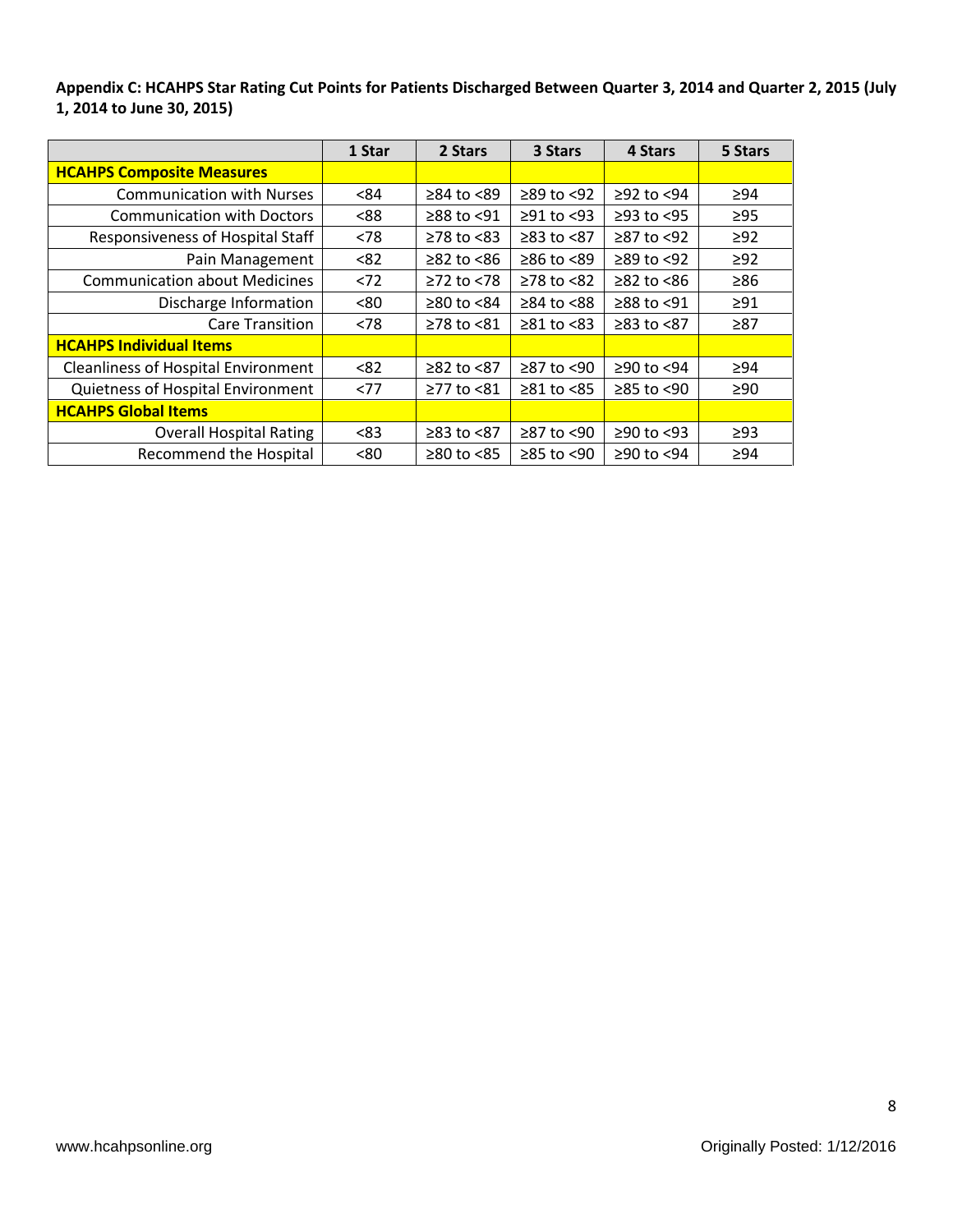**Appendix C: HCAHPS Star Rating Cut Points for Patients Discharged Between Quarter 3, 2014 and Quarter 2, 2015 (July 1, 2014 to June 30, 2015)**

| | 1 Star | 2 Stars | 3 Stars | 4 Stars | 5 Stars |
|---|---|---|---|---|---|
| **HCAHPS Composite Measures** | | | | | |
| Communication with Nurses | <84 | ≥84 to <89 | ≥89 to <92 | ≥92 to <94 | ≥94 |
| Communication with Doctors | <88 | ≥88 to <91 | ≥91 to <93 | ≥93 to <95 | ≥95 |
| Responsiveness of Hospital Staff | <78 | ≥78 to <83 | ≥83 to <87 | ≥87 to <92 | ≥92 |
| Pain Management | <82 | ≥82 to <86 | ≥86 to <89 | ≥89 to <92 | ≥92 |
| Communication about Medicines | <72 | ≥72 to <78 | ≥78 to <82 | ≥82 to <86 | ≥86 |
| Discharge Information | <80 | ≥80 to <84 | ≥84 to <88 | ≥88 to <91 | ≥91 |
| Care Transition | <78 | ≥78 to <81 | ≥81 to <83 | ≥83 to <87 | ≥87 |
| **HCAHPS Individual Items** | | | | | |
| Cleanliness of Hospital Environment | <82 | ≥82 to <87 | ≥87 to <90 | ≥90 to <94 | ≥94 |
| Quietness of Hospital Environment | <77 | ≥77 to <81 | ≥81 to <85 | ≥85 to <90 | ≥90 |
| **HCAHPS Global Items** | | | | | |
| Overall Hospital Rating | <83 | ≥83 to <87 | ≥87 to <90 | ≥90 to <93 | ≥93 |
| Recommend the Hospital | <80 | ≥80 to <85 | ≥85 to <90 | ≥90 to <94 | ≥94 |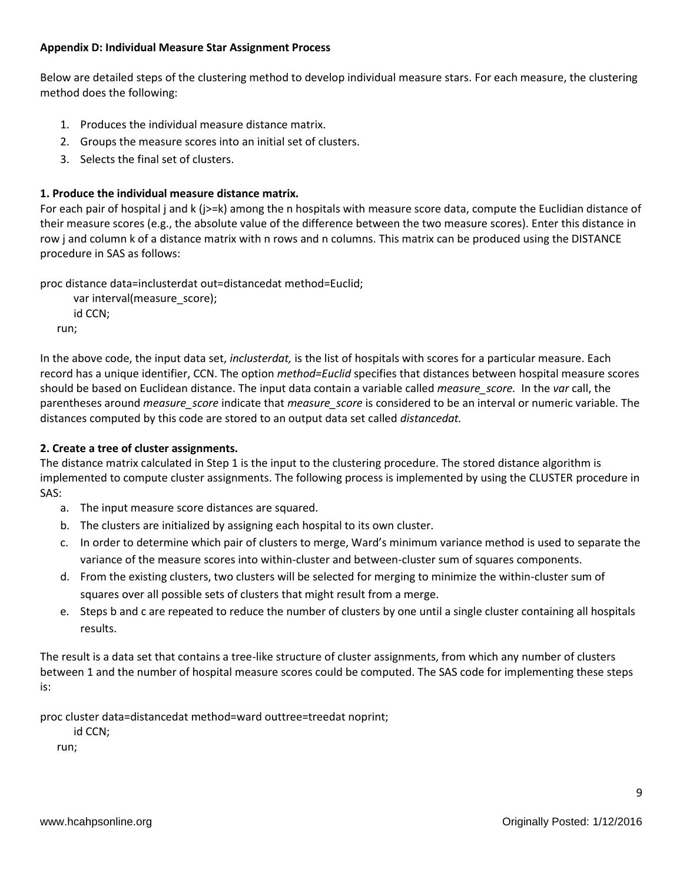**Appendix D: Individual Measure Star Assignment Process**

Below are detailed steps of the clustering method to develop individual measure stars. For each measure, the clustering method does the following:

1. Produces the individual measure distance matrix.
2. Groups the measure scores into an initial set of clusters.
3. Selects the final set of clusters.

**1. Produce the individual measure distance matrix.**

For each pair of hospital j and k (j>=k) among the n hospitals with measure score data, compute the Euclidian distance of their measure scores (e.g., the absolute value of the difference between the two measure scores). Enter this distance in row j and column k of a distance matrix with n rows and n columns. This matrix can be produced using the DISTANCE procedure in SAS as follows:

```
proc distance data=inclusterdat out=distancedat method=Euclid;
    var interval(measure_score);
    id CCN;
run;
```

In the above code, the input data set, *inclusterdat,* is the list of hospitals with scores for a particular measure. Each record has a unique identifier, CCN. The option *method=Euclid* specifies that distances between hospital measure scores should be based on Euclidean distance. The input data contain a variable called *measure_score.* In the *var* call, the parentheses around *measure_score* indicate that *measure_score* is considered to be an interval or numeric variable. The distances computed by this code are stored to an output data set called *distancedat.*

**2. Create a tree of cluster assignments.**

The distance matrix calculated in Step 1 is the input to the clustering procedure. The stored distance algorithm is implemented to compute cluster assignments. The following process is implemented by using the CLUSTER procedure in SAS:

a. The input measure score distances are squared.
b. The clusters are initialized by assigning each hospital to its own cluster.
c. In order to determine which pair of clusters to merge, Ward's minimum variance method is used to separate the variance of the measure scores into within-cluster and between-cluster sum of squares components.
d. From the existing clusters, two clusters will be selected for merging to minimize the within-cluster sum of squares over all possible sets of clusters that might result from a merge.
e. Steps b and c are repeated to reduce the number of clusters by one until a single cluster containing all hospitals results.

The result is a data set that contains a tree-like structure of cluster assignments, from which any number of clusters between 1 and the number of hospital measure scores could be computed. The SAS code for implementing these steps is:

```
proc cluster data=distancedat method=ward outtree=treedat noprint;
    id CCN;
run;
```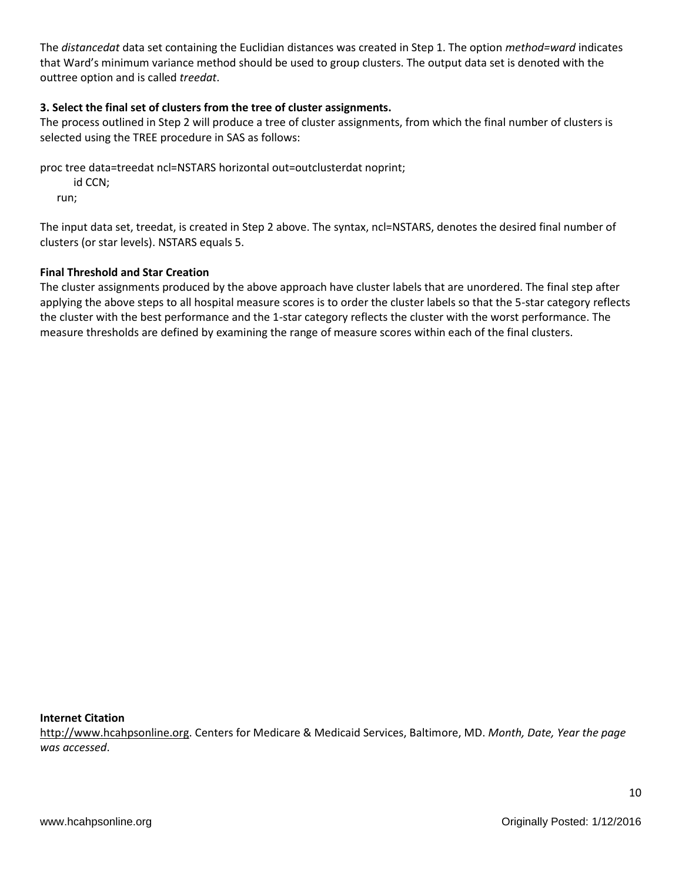The *distancedat* data set containing the Euclidian distances was created in Step 1. The option *method=ward* indicates that Ward's minimum variance method should be used to group clusters. The output data set is denoted with the outtree option and is called *treedat*.

**3. Select the final set of clusters from the tree of cluster assignments.**

The process outlined in Step 2 will produce a tree of cluster assignments, from which the final number of clusters is selected using the TREE procedure in SAS as follows:

```
proc tree data=treedat ncl=NSTARS horizontal out=outclusterdat noprint;
    id CCN;
  run;
```

The input data set, treedat, is created in Step 2 above. The syntax, ncl=NSTARS, denotes the desired final number of clusters (or star levels). NSTARS equals 5.

**Final Threshold and Star Creation**

The cluster assignments produced by the above approach have cluster labels that are unordered. The final step after applying the above steps to all hospital measure scores is to order the cluster labels so that the 5-star category reflects the cluster with the best performance and the 1-star category reflects the cluster with the worst performance. The measure thresholds are defined by examining the range of measure scores within each of the final clusters.

**Internet Citation**

http://www.hcahpsonline.org. Centers for Medicare & Medicaid Services, Baltimore, MD. *Month, Date, Year the page was accessed*.